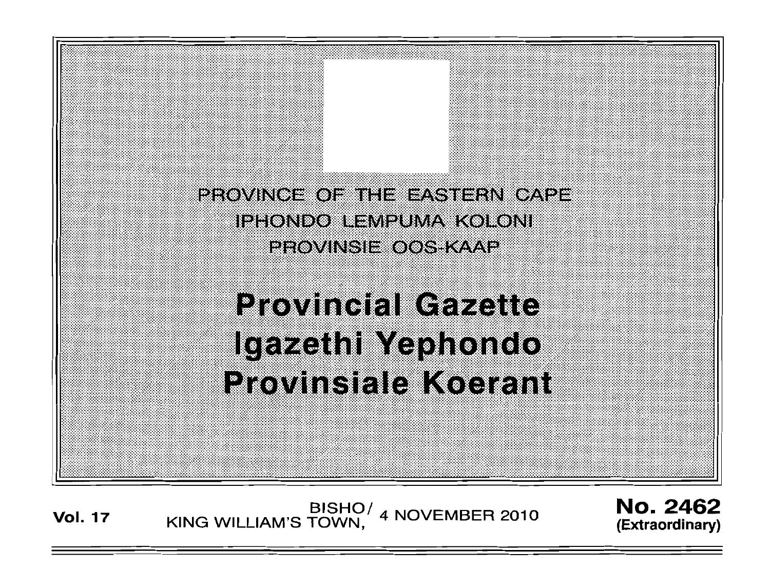PROVINCE OF THE EASTERN CAPE
IPHONDO LEMPUMA KOLONI
PROVINSIE OOS-KAAP

# Provincial Gazette
# Igazethi Yephondo
# Provinsiale Koerant

**Vol. 17** BISHO/ KING WILLIAM'S TOWN, 4 NOVEMBER 2010 **No. 2462** **(Extraordinary)**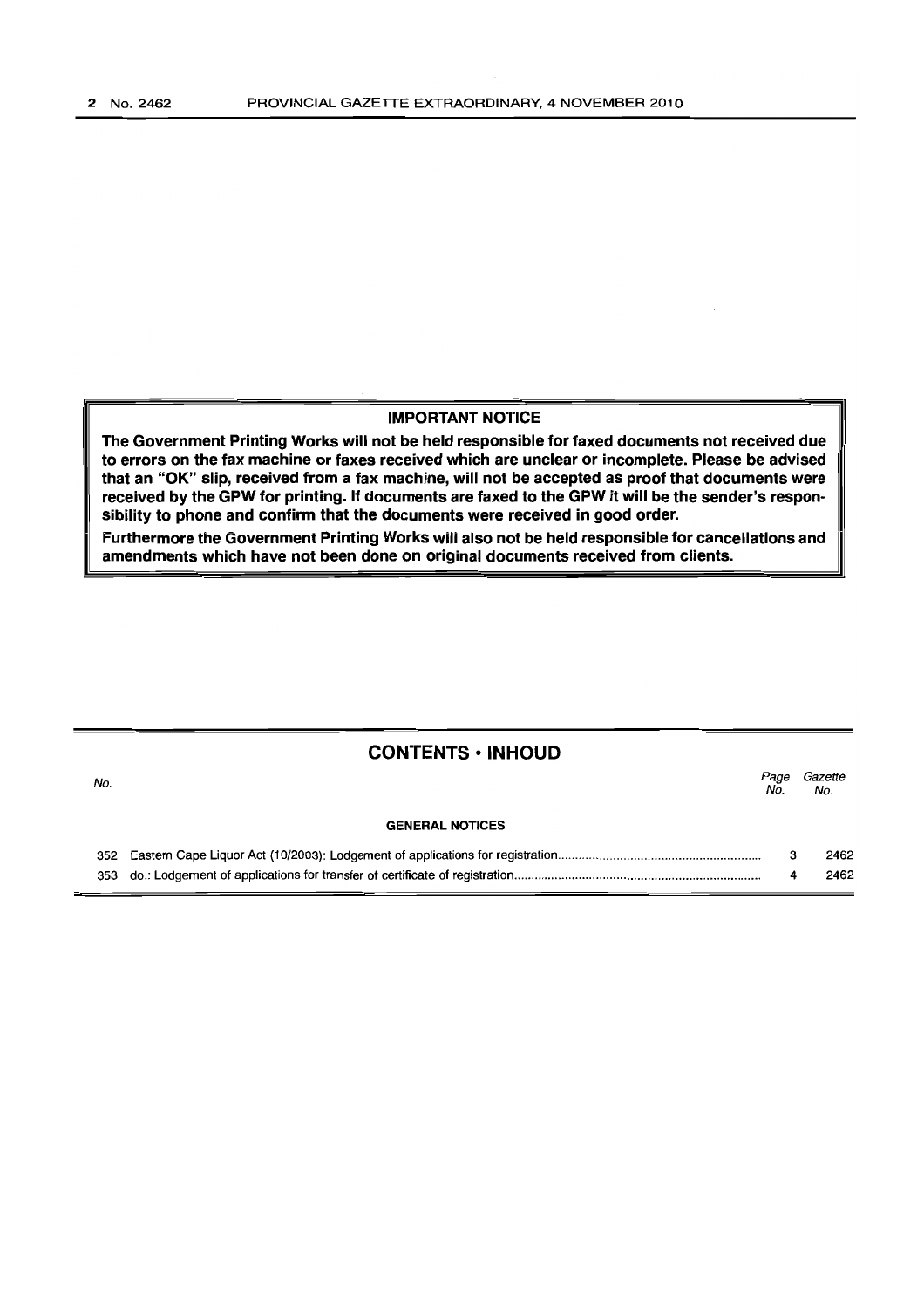**IMPORTANT NOTICE**

**The Government Printing Works will not be held responsible for faxed documents not received due to errors on the fax machine or faxes received which are unclear or incomplete. Please be advised that an "OK" slip, received from a fax machine, will not be accepted as proof that documents were received by the GPW for printing. If documents are faxed to the GPW it will be the sender's responsibility to phone and confirm that the documents were received in good order.**

**Furthermore the Government Printing Works will also not be held responsible for cancellations and amendments which have not been done on original documents received from clients.**

## CONTENTS • INHOUD

| No. | | Page No. | Gazette No. |
|---|---|---|---|
| | **GENERAL NOTICES** | | |
| 352 | Eastern Cape Liquor Act (10/2003): Lodgement of applications for registration | 3 | 2462 |
| 353 | do.: Lodgement of applications for transfer of certificate of registration | 4 | 2462 |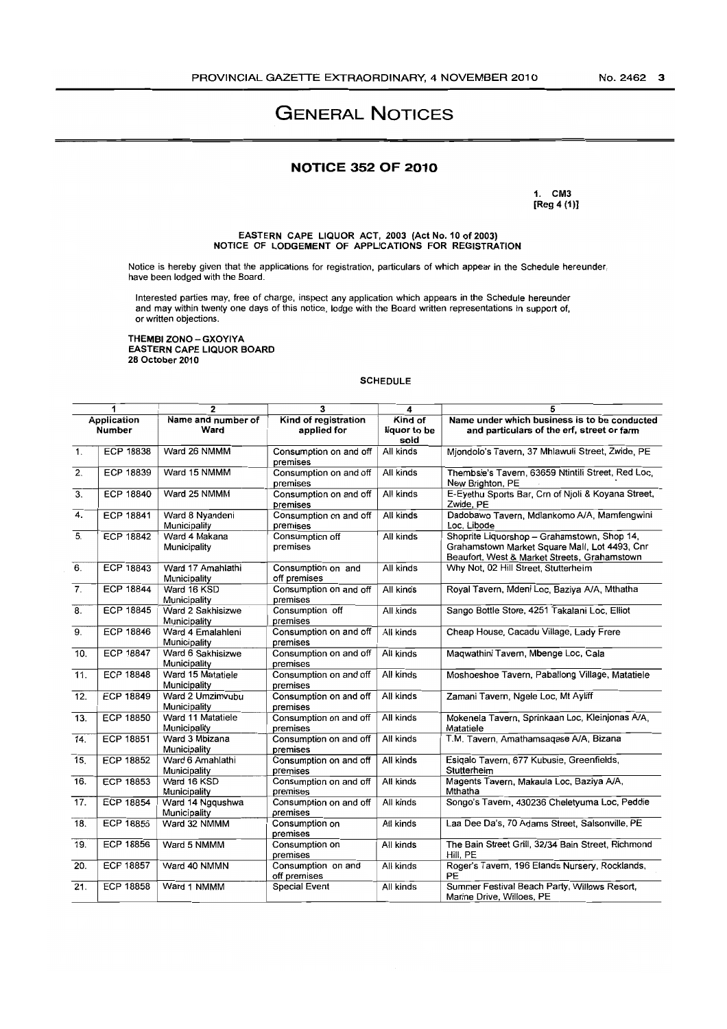# GENERAL NOTICES

## NOTICE 352 OF 2010

1. CM3
[Reg 4 (1)]

**EASTERN CAPE LIQUOR ACT, 2003 (Act No. 10 of 2003)**
**NOTICE OF LODGEMENT OF APPLICATIONS FOR REGISTRATION**

Notice is hereby given that the applications for registration, particulars of which appear in the Schedule hereunder, have been lodged with the Board.

Interested parties may, free of charge, inspect any application which appears in the Schedule hereunder and may within twenty one days of this notice, lodge with the Board written representations in support of, or written objections.

**THEMBI ZONO – GXOYIYA**
**EASTERN CAPE LIQUOR BOARD**
**28 October 2010**

SCHEDULE

| 1 | | 2 | 3 | 4 | 5 |
|---|---|---|---|---|---|
| Application Number | | Name and number of Ward | Kind of registration applied for | Kind of liquor to be sold | Name under which business is to be conducted and particulars of the erf, street or farm |
| 1. | ECP 18838 | Ward 26 NMMM | Consumption on and off premises | All kinds | Mjondolo's Tavern, 37 Mhlawuli Street, Zwide, PE |
| 2. | ECP 18839 | Ward 15 NMMM | Consumption on and off premises | All kinds | Thembsie's Tavern, 63659 Ntintili Street, Red Loc, New Brighton, PE |
| 3. | ECP 18840 | Ward 25 NMMM | Consumption on and off premises | All kinds | E-Eyethu Sports Bar, Crn of Njoli & Koyana Street, Zwide, PE |
| 4. | ECP 18841 | Ward 8 Nyandeni Municipality | Consumption on and off premises | All kinds | Dadobawo Tavern, Mdlankomo A/A, Mamfengwini Loc, Libode |
| 5. | ECP 18842 | Ward 4 Makana Municipality | Consumption off premises | All kinds | Shoprite Liquorshop – Grahamstown, Shop 14, Grahamstown Market Square Mall, Lot 4493, Cnr Beaufort, West & Market Streets, Grahamstown |
| 6. | ECP 18843 | Ward 17 Amahlathi Municipality | Consumption on and off premises | All kinds | Why Not, 02 Hill Street, Stutterheim |
| 7. | ECP 18844 | Ward 16 KSD Municipality | Consumption on and off premises | All kinds | Royal Tavern, Mdeni Loc, Baziya A/A, Mthatha |
| 8. | ECP 18845 | Ward 2 Sakhisizwe Municipality | Consumption off premises | All kinds | Sango Bottle Store, 4251 Takalani Loc, Elliot |
| 9. | ECP 18846 | Ward 4 Emalahleni Municipality | Consumption on and off premises | All kinds | Cheap House, Cacadu Village, Lady Frere |
| 10. | ECP 18847 | Ward 6 Sakhisizwe Municipality | Consumption on and off premises | All kinds | Maqwathini Tavern, Mbenge Loc, Cala |
| 11. | ECP 18848 | Ward 15 Matatiele Municipality | Consumption on and off premises | All kinds | Moshoeshoe Tavern, Paballong Village, Matatiele |
| 12. | ECP 18849 | Ward 2 Umzimvubu Municipality | Consumption on and off premises | All kinds | Zamani Tavern, Ngele Loc, Mt Ayliff |
| 13. | ECP 18850 | Ward 11 Matatiele Municipality | Consumption on and off premises | All kinds | Mokenela Tavern, Sprinkaan Loc, Kleinjonas A/A, Matatiele |
| 14. | ECP 18851 | Ward 3 Mbizana Municipality | Consumption on and off premises | All kinds | T.M. Tavern, Amathamsaqese A/A, Bizana |
| 15. | ECP 18852 | Ward 6 Amahlathi Municipality | Consumption on and off premises | All kinds | Esiqalo Tavern, 677 Kubusie, Greenfields, Stutterheim |
| 16. | ECP 18853 | Ward 16 KSD Municipality | Consumption on and off premises | All kinds | Magents Tavern, Makaula Loc, Baziya A/A, Mthatha |
| 17. | ECP 18854 | Ward 14 Ngqushwa Municipality | Consumption on and off premises | All kinds | Songo's Tavern, 430236 Cheletyuma Loc, Peddie |
| 18. | ECP 18855 | Ward 32 NMMM | Consumption on premises | All kinds | Laa Dee Da's, 70 Adams Street, Salsonville, PE |
| 19. | ECP 18856 | Ward 5 NMMM | Consumption on premises | All kinds | The Bain Street Grill, 32/34 Bain Street, Richmond Hill, PE |
| 20. | ECP 18857 | Ward 40 NMMN | Consumption on and off premises | All kinds | Roger's Tavern, 196 Elands Nursery, Rocklands, PE |
| 21. | ECP 18858 | Ward 1 NMMM | Special Event | All kinds | Summer Festival Beach Party, Willows Resort, Marine Drive, Willoes, PE |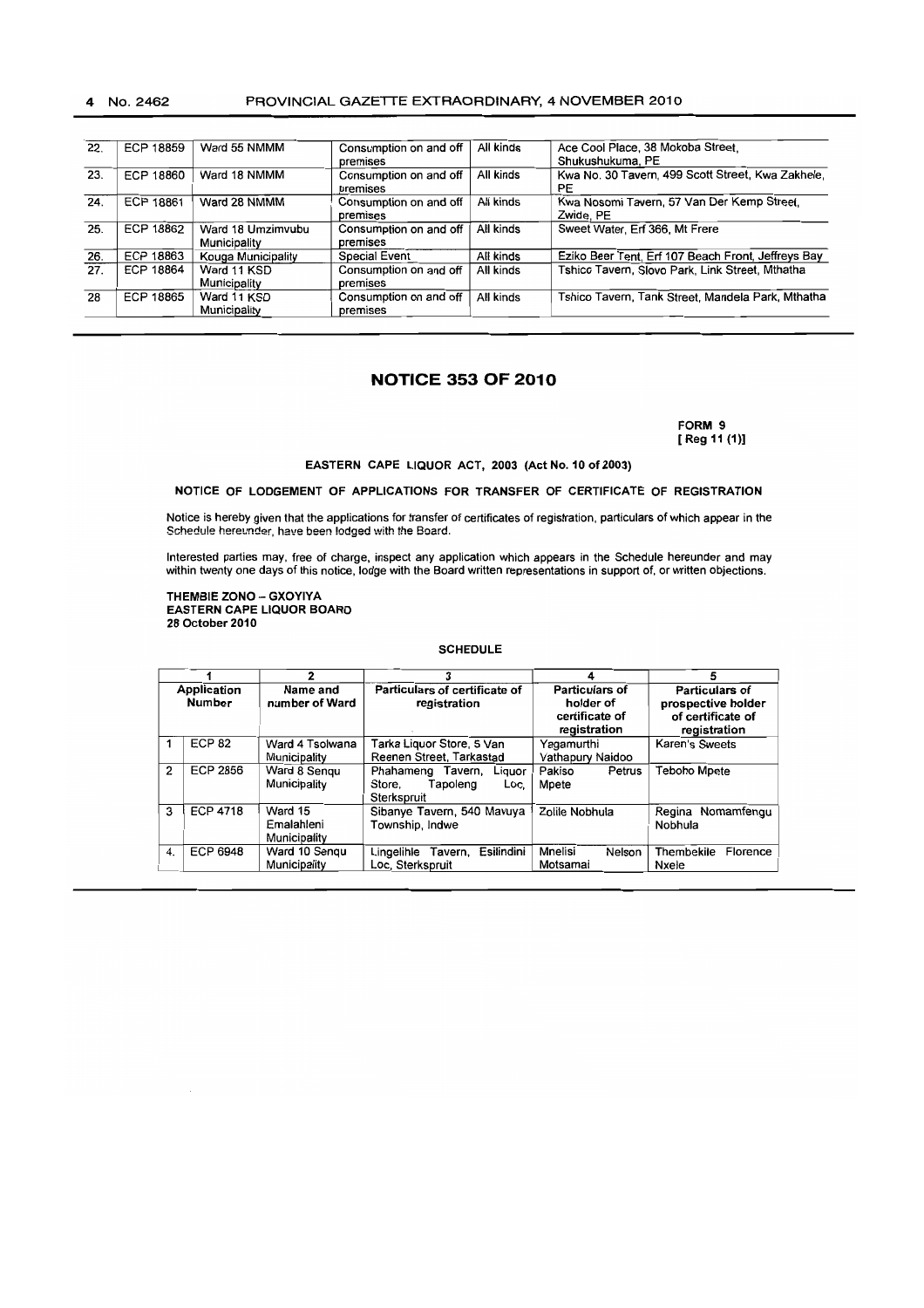| | | | | | |
|---|---|---|---|---|---|
| 22. | ECP 18859 | Ward 55 NMMM | Consumption on and off premises | All kinds | Ace Cool Place, 38 Mokoba Street, Shukushukuma, PE |
| 23. | ECP 18860 | Ward 18 NMMM | Consumption on and off premises | All kinds | Kwa No. 30 Tavern, 499 Scott Street, Kwa Zakhele, PE |
| 24. | ECP 18861 | Ward 28 NMMM | Consumption on and off premises | All kinds | Kwa Nosomi Tavern, 57 Van Der Kemp Street, Zwide, PE |
| 25. | ECP 18862 | Ward 18 Umzimvubu Municipality | Consumption on and off premises | All kinds | Sweet Water, Erf 366, Mt Frere |
| 26. | ECP 18863 | Kouga Municipality | Special Event | All kinds | Eziko Beer Tent, Erf 107 Beach Front, Jeffreys Bay |
| 27. | ECP 18864 | Ward 11 KSD Municipality | Consumption on and off premises | All kinds | Tshico Tavern, Slovo Park, Link Street, Mthatha |
| 28 | ECP 18865 | Ward 11 KSD Municipality | Consumption on and off premises | All kinds | Tshico Tavern, Tank Street, Mandela Park, Mthatha |

## NOTICE 353 OF 2010

**FORM 9**
**[ Reg 11 (1)]**

**EASTERN CAPE LIQUOR ACT, 2003 (Act No. 10 of 2003)**

**NOTICE OF LODGEMENT OF APPLICATIONS FOR TRANSFER OF CERTIFICATE OF REGISTRATION**

Notice is hereby given that the applications for transfer of certificates of registration, particulars of which appear in the Schedule hereunder, have been lodged with the Board.

Interested parties may, free of charge, inspect any application which appears in the Schedule hereunder and may within twenty one days of this notice, lodge with the Board written representations in support of, or written objections.

**THEMBIE ZONO – GXOYIYA**
**EASTERN CAPE LIQUOR BOARD**
**28 October 2010**

**SCHEDULE**

| 1 | | 2 | 3 | 4 | 5 |
|---|---|---|---|---|---|
| **Application Number** | | **Name and number of Ward** | **Particulars of certificate of registration** | **Particulars of holder of certificate of registration** | **Particulars of prospective holder of certificate of registration** |
| 1 | ECP 82 | Ward 4 Tsolwana Municipality | Tarka Liquor Store, 5 Van Reenen Street, Tarkastad | Yegamurthi Vathapury Naidoo | Karen's Sweets |
| 2 | ECP 2856 | Ward 8 Senqu Municipality | Phahameng Tavern, Liquor Store, Tapoleng Loc, Sterkspruit | Pakiso Petrus Mpete | Teboho Mpete |
| 3 | ECP 4718 | Ward 15 Emalahleni Municipality | Sibanye Tavern, 540 Mavuya Township, Indwe | Zolile Nobhula | Regina Nomamfengu Nobhula |
| 4. | ECP 6948 | Ward 10 Senqu Municipality | Lingelihle Tavern, Esilindini Loc, Sterkspruit | Mnelisi Nelson Motsamai | Thembekile Florence Nxele |